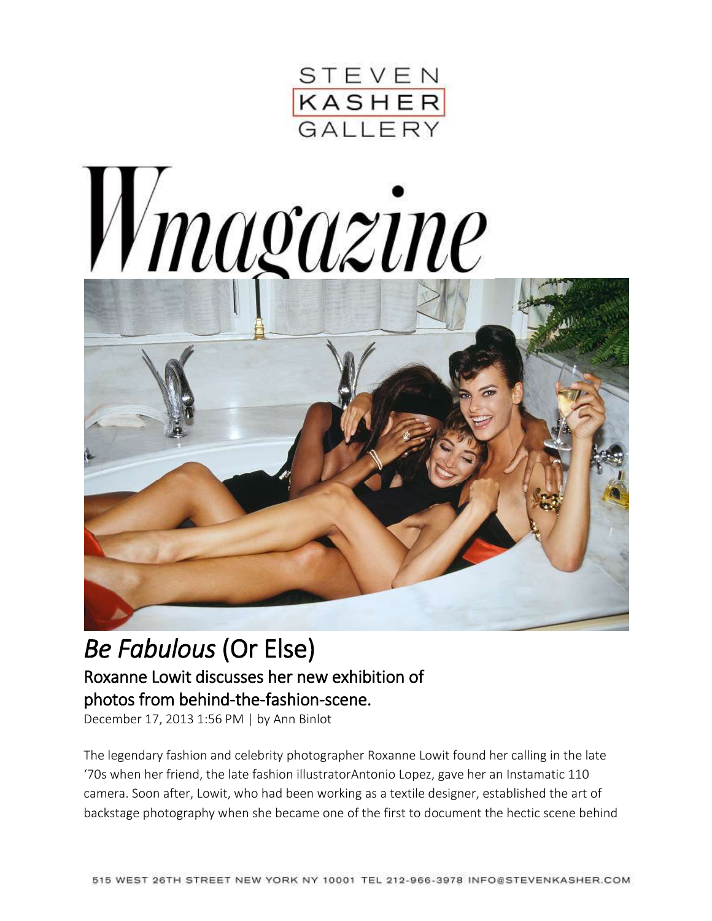STEVEN KASHER GALLERY

# W magazine

# *Be Fabulous* (Or Else)

## Roxanne Lowit discusses her new exhibition of photos from behind-the-fashion-scene.

December 17, 2013 1:56 PM | by Ann Binlot

The legendary fashion and celebrity photographer Roxanne Lowit found her calling in the late '70s when her friend, the late fashion illustratorAntonio Lopez, gave her an Instamatic 110 camera. Soon after, Lowit, who had been working as a textile designer, established the art of backstage photography when she became one of the first to document the hectic scene behind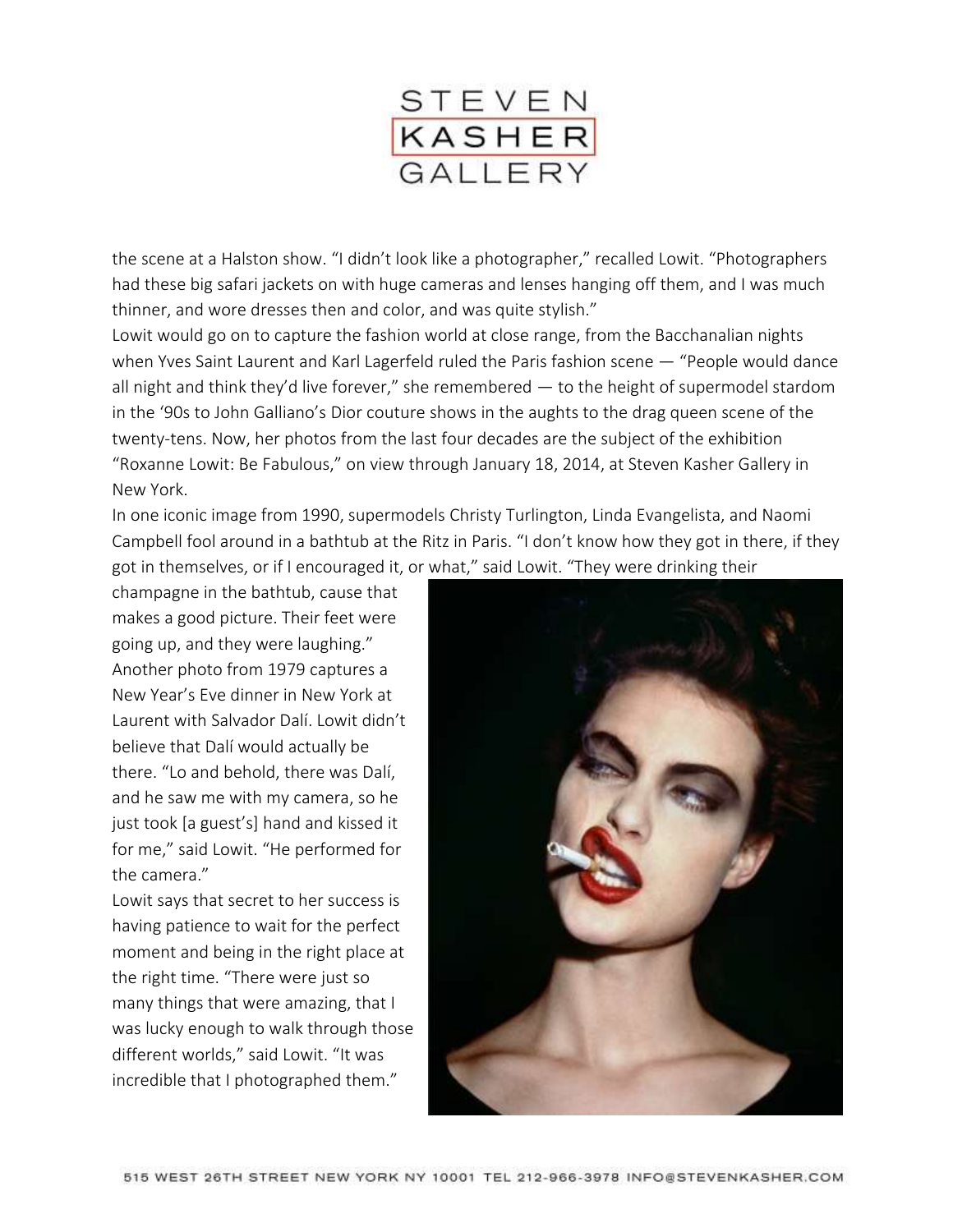the scene at a Halston show. “I didn’t look like a photographer,” recalled Lowit. “Photographers had these big safari jackets on with huge cameras and lenses hanging off them, and I was much thinner, and wore dresses then and color, and was quite stylish.”

Lowit would go on to capture the fashion world at close range, from the Bacchanalian nights when Yves Saint Laurent and Karl Lagerfeld ruled the Paris fashion scene — “People would dance all night and think they’d live forever,” she remembered — to the height of supermodel stardom in the ‘90s to John Galliano’s Dior couture shows in the aughts to the drag queen scene of the twenty-tens. Now, her photos from the last four decades are the subject of the exhibition “Roxanne Lowit: Be Fabulous,” on view through January 18, 2014, at Steven Kasher Gallery in New York.

In one iconic image from 1990, supermodels Christy Turlington, Linda Evangelista, and Naomi Campbell fool around in a bathtub at the Ritz in Paris. “I don’t know how they got in there, if they got in themselves, or if I encouraged it, or what,” said Lowit. “They were drinking their champagne in the bathtub, cause that makes a good picture. Their feet were going up, and they were laughing.”

Another photo from 1979 captures a New Year’s Eve dinner in New York at Laurent with Salvador Dalí. Lowit didn’t believe that Dalí would actually be there. “Lo and behold, there was Dalí, and he saw me with my camera, so he just took [a guest’s] hand and kissed it for me,” said Lowit. “He performed for the camera.”

Lowit says that secret to her success is having patience to wait for the perfect moment and being in the right place at the right time. “There were just so many things that were amazing, that I was lucky enough to walk through those different worlds,” said Lowit. “It was incredible that I photographed them.”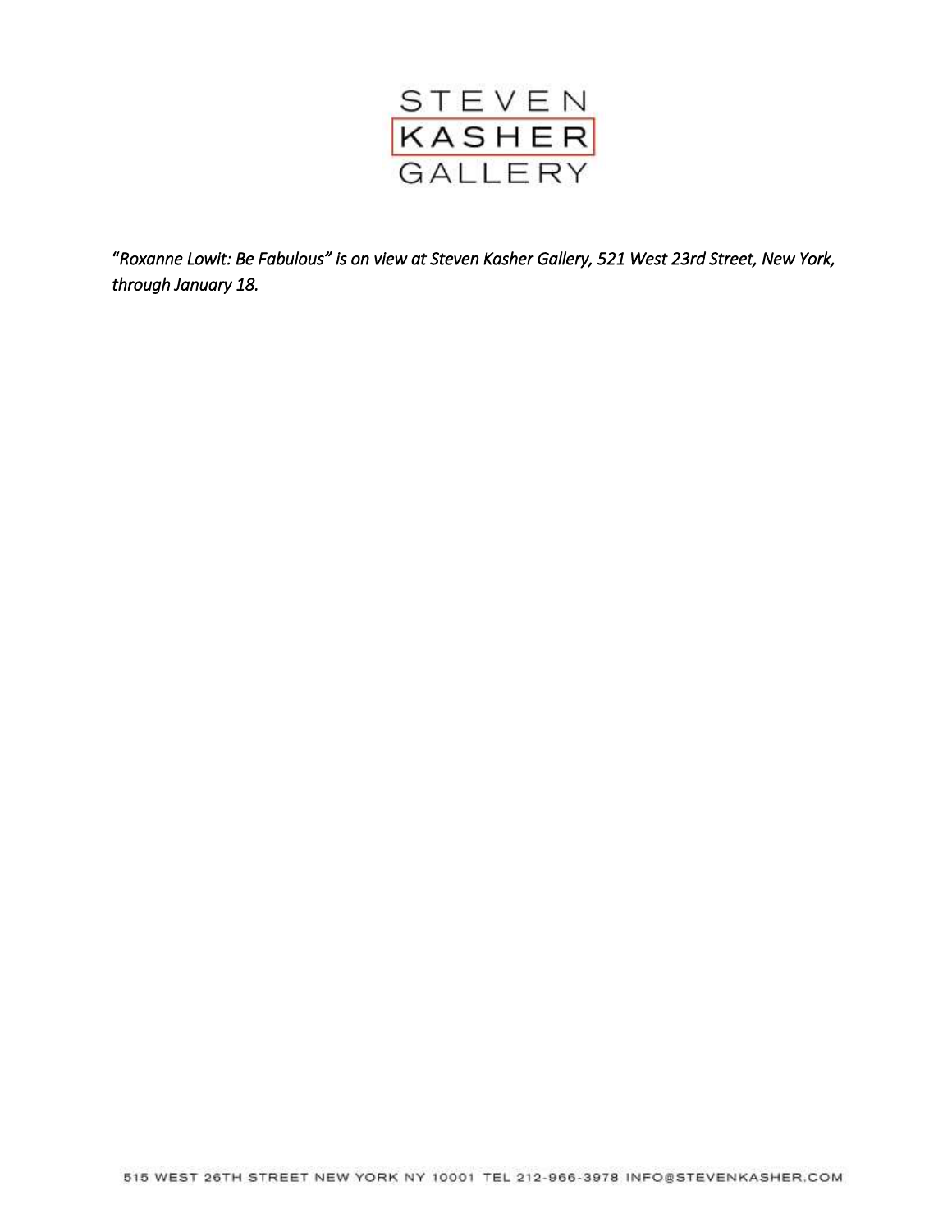*"Roxanne Lowit: Be Fabulous" is on view at Steven Kasher Gallery, 521 West 23rd Street, New York, through January 18.*